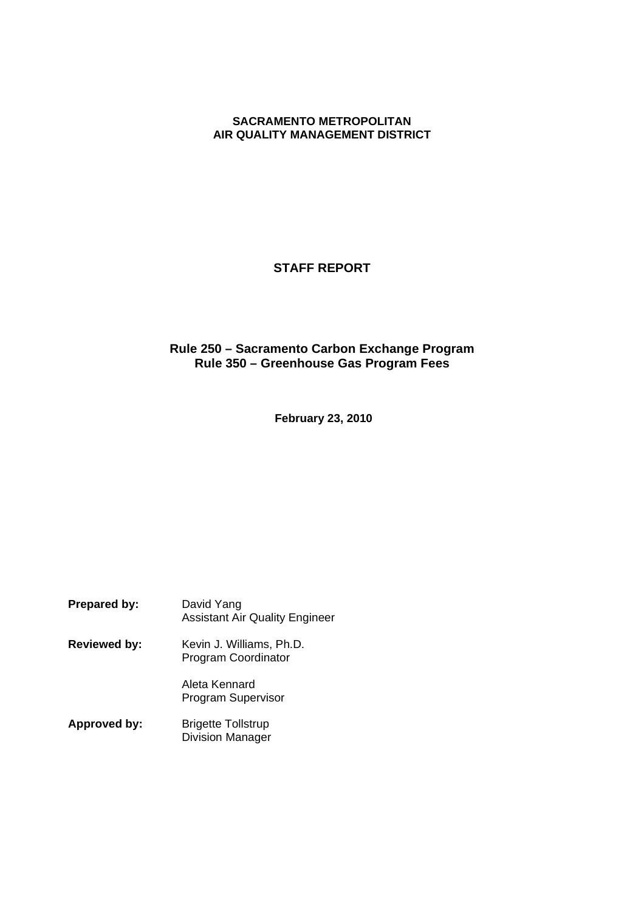**SACRAMENTO METROPOLITAN**
**AIR QUALITY MANAGEMENT DISTRICT**

# STAFF REPORT

## Rule 250 – Sacramento Carbon Exchange Program
## Rule 350 – Greenhouse Gas Program Fees

**February 23, 2010**

**Prepared by:** David Yang
Assistant Air Quality Engineer

**Reviewed by:** Kevin J. Williams, Ph.D.
Program Coordinator

Aleta Kennard
Program Supervisor

**Approved by:** Brigette Tollstrup
Division Manager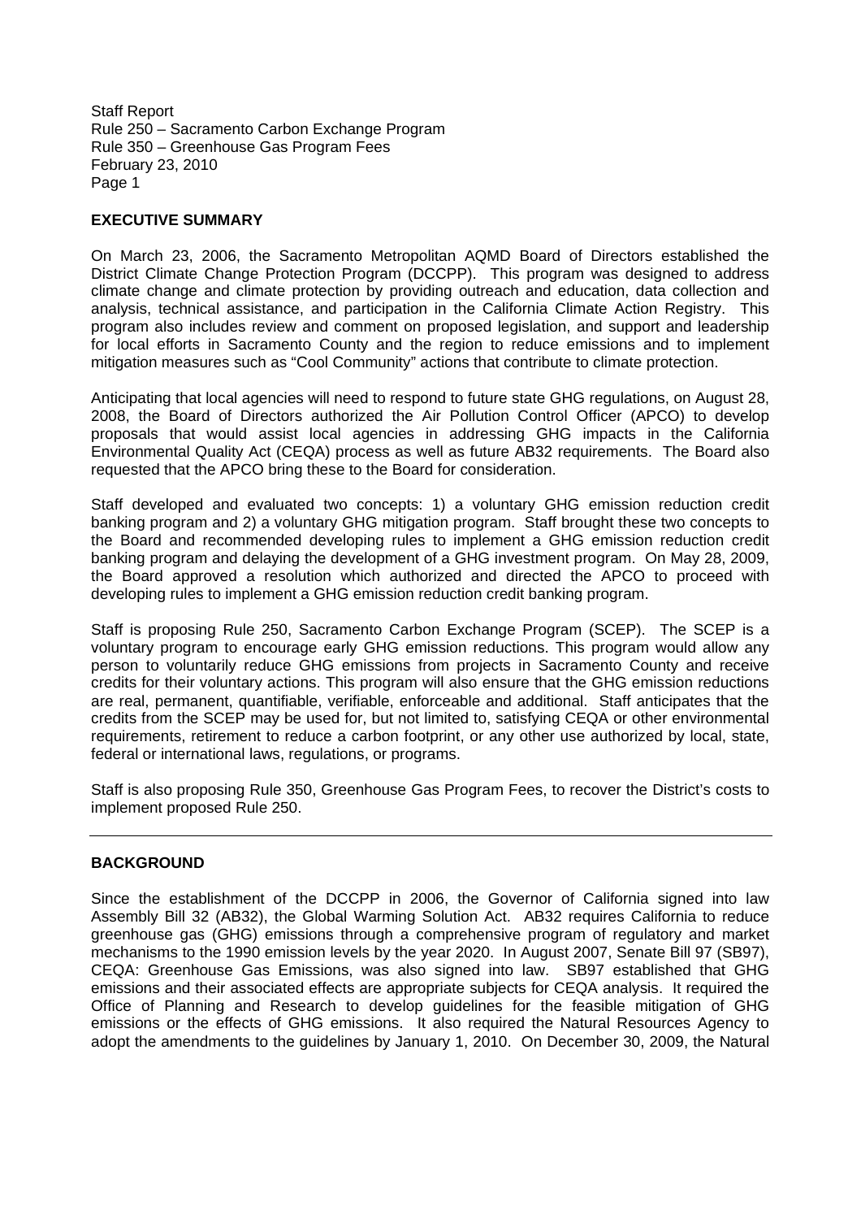## EXECUTIVE SUMMARY

On March 23, 2006, the Sacramento Metropolitan AQMD Board of Directors established the District Climate Change Protection Program (DCCPP). This program was designed to address climate change and climate protection by providing outreach and education, data collection and analysis, technical assistance, and participation in the California Climate Action Registry. This program also includes review and comment on proposed legislation, and support and leadership for local efforts in Sacramento County and the region to reduce emissions and to implement mitigation measures such as "Cool Community" actions that contribute to climate protection.

Anticipating that local agencies will need to respond to future state GHG regulations, on August 28, 2008, the Board of Directors authorized the Air Pollution Control Officer (APCO) to develop proposals that would assist local agencies in addressing GHG impacts in the California Environmental Quality Act (CEQA) process as well as future AB32 requirements. The Board also requested that the APCO bring these to the Board for consideration.

Staff developed and evaluated two concepts: 1) a voluntary GHG emission reduction credit banking program and 2) a voluntary GHG mitigation program. Staff brought these two concepts to the Board and recommended developing rules to implement a GHG emission reduction credit banking program and delaying the development of a GHG investment program. On May 28, 2009, the Board approved a resolution which authorized and directed the APCO to proceed with developing rules to implement a GHG emission reduction credit banking program.

Staff is proposing Rule 250, Sacramento Carbon Exchange Program (SCEP). The SCEP is a voluntary program to encourage early GHG emission reductions. This program would allow any person to voluntarily reduce GHG emissions from projects in Sacramento County and receive credits for their voluntary actions. This program will also ensure that the GHG emission reductions are real, permanent, quantifiable, verifiable, enforceable and additional. Staff anticipates that the credits from the SCEP may be used for, but not limited to, satisfying CEQA or other environmental requirements, retirement to reduce a carbon footprint, or any other use authorized by local, state, federal or international laws, regulations, or programs.

Staff is also proposing Rule 350, Greenhouse Gas Program Fees, to recover the District's costs to implement proposed Rule 250.

---

## BACKGROUND

Since the establishment of the DCCPP in 2006, the Governor of California signed into law Assembly Bill 32 (AB32), the Global Warming Solution Act. AB32 requires California to reduce greenhouse gas (GHG) emissions through a comprehensive program of regulatory and market mechanisms to the 1990 emission levels by the year 2020. In August 2007, Senate Bill 97 (SB97), CEQA: Greenhouse Gas Emissions, was also signed into law. SB97 established that GHG emissions and their associated effects are appropriate subjects for CEQA analysis. It required the Office of Planning and Research to develop guidelines for the feasible mitigation of GHG emissions or the effects of GHG emissions. It also required the Natural Resources Agency to adopt the amendments to the guidelines by January 1, 2010. On December 30, 2009, the Natural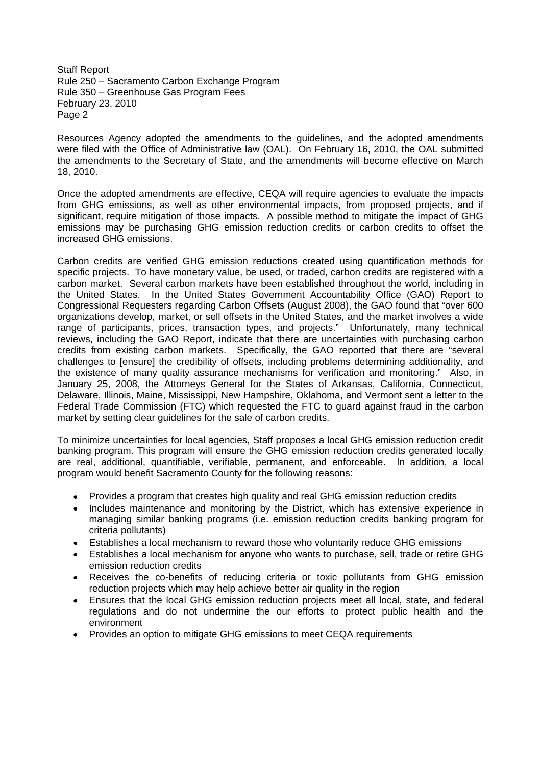Resources Agency adopted the amendments to the guidelines, and the adopted amendments were filed with the Office of Administrative law (OAL). On February 16, 2010, the OAL submitted the amendments to the Secretary of State, and the amendments will become effective on March 18, 2010.

Once the adopted amendments are effective, CEQA will require agencies to evaluate the impacts from GHG emissions, as well as other environmental impacts, from proposed projects, and if significant, require mitigation of those impacts. A possible method to mitigate the impact of GHG emissions may be purchasing GHG emission reduction credits or carbon credits to offset the increased GHG emissions.

Carbon credits are verified GHG emission reductions created using quantification methods for specific projects. To have monetary value, be used, or traded, carbon credits are registered with a carbon market. Several carbon markets have been established throughout the world, including in the United States. In the United States Government Accountability Office (GAO) Report to Congressional Requesters regarding Carbon Offsets (August 2008), the GAO found that "over 600 organizations develop, market, or sell offsets in the United States, and the market involves a wide range of participants, prices, transaction types, and projects." Unfortunately, many technical reviews, including the GAO Report, indicate that there are uncertainties with purchasing carbon credits from existing carbon markets. Specifically, the GAO reported that there are "several challenges to [ensure] the credibility of offsets, including problems determining additionality, and the existence of many quality assurance mechanisms for verification and monitoring." Also, in January 25, 2008, the Attorneys General for the States of Arkansas, California, Connecticut, Delaware, Illinois, Maine, Mississippi, New Hampshire, Oklahoma, and Vermont sent a letter to the Federal Trade Commission (FTC) which requested the FTC to guard against fraud in the carbon market by setting clear guidelines for the sale of carbon credits.

To minimize uncertainties for local agencies, Staff proposes a local GHG emission reduction credit banking program. This program will ensure the GHG emission reduction credits generated locally are real, additional, quantifiable, verifiable, permanent, and enforceable. In addition, a local program would benefit Sacramento County for the following reasons:

- Provides a program that creates high quality and real GHG emission reduction credits
- Includes maintenance and monitoring by the District, which has extensive experience in managing similar banking programs (i.e. emission reduction credits banking program for criteria pollutants)
- Establishes a local mechanism to reward those who voluntarily reduce GHG emissions
- Establishes a local mechanism for anyone who wants to purchase, sell, trade or retire GHG emission reduction credits
- Receives the co-benefits of reducing criteria or toxic pollutants from GHG emission reduction projects which may help achieve better air quality in the region
- Ensures that the local GHG emission reduction projects meet all local, state, and federal regulations and do not undermine the our efforts to protect public health and the environment
- Provides an option to mitigate GHG emissions to meet CEQA requirements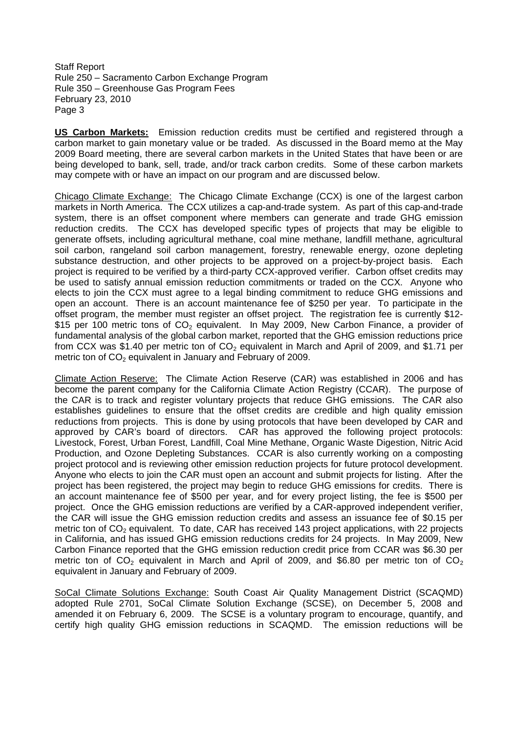**US Carbon Markets:** Emission reduction credits must be certified and registered through a carbon market to gain monetary value or be traded. As discussed in the Board memo at the May 2009 Board meeting, there are several carbon markets in the United States that have been or are being developed to bank, sell, trade, and/or track carbon credits. Some of these carbon markets may compete with or have an impact on our program and are discussed below.

Chicago Climate Exchange: The Chicago Climate Exchange (CCX) is one of the largest carbon markets in North America. The CCX utilizes a cap-and-trade system. As part of this cap-and-trade system, there is an offset component where members can generate and trade GHG emission reduction credits. The CCX has developed specific types of projects that may be eligible to generate offsets, including agricultural methane, coal mine methane, landfill methane, agricultural soil carbon, rangeland soil carbon management, forestry, renewable energy, ozone depleting substance destruction, and other projects to be approved on a project-by-project basis. Each project is required to be verified by a third-party CCX-approved verifier. Carbon offset credits may be used to satisfy annual emission reduction commitments or traded on the CCX. Anyone who elects to join the CCX must agree to a legal binding commitment to reduce GHG emissions and open an account. There is an account maintenance fee of $250 per year. To participate in the offset program, the member must register an offset project. The registration fee is currently $12-$15 per 100 metric tons of $CO_2$ equivalent. In May 2009, New Carbon Finance, a provider of fundamental analysis of the global carbon market, reported that the GHG emission reductions price from CCX was $1.40 per metric ton of $CO_2$ equivalent in March and April of 2009, and $1.71 per metric ton of $CO_2$ equivalent in January and February of 2009.

Climate Action Reserve: The Climate Action Reserve (CAR) was established in 2006 and has become the parent company for the California Climate Action Registry (CCAR). The purpose of the CAR is to track and register voluntary projects that reduce GHG emissions. The CAR also establishes guidelines to ensure that the offset credits are credible and high quality emission reductions from projects. This is done by using protocols that have been developed by CAR and approved by CAR's board of directors. CAR has approved the following project protocols: Livestock, Forest, Urban Forest, Landfill, Coal Mine Methane, Organic Waste Digestion, Nitric Acid Production, and Ozone Depleting Substances. CCAR is also currently working on a composting project protocol and is reviewing other emission reduction projects for future protocol development. Anyone who elects to join the CAR must open an account and submit projects for listing. After the project has been registered, the project may begin to reduce GHG emissions for credits. There is an account maintenance fee of $500 per year, and for every project listing, the fee is $500 per project. Once the GHG emission reductions are verified by a CAR-approved independent verifier, the CAR will issue the GHG emission reduction credits and assess an issuance fee of $0.15 per metric ton of $CO_2$ equivalent. To date, CAR has received 143 project applications, with 22 projects in California, and has issued GHG emission reductions credits for 24 projects. In May 2009, New Carbon Finance reported that the GHG emission reduction credit price from CCAR was $6.30 per metric ton of $CO_2$ equivalent in March and April of 2009, and $6.80 per metric ton of $CO_2$ equivalent in January and February of 2009.

SoCal Climate Solutions Exchange: South Coast Air Quality Management District (SCAQMD) adopted Rule 2701, SoCal Climate Solution Exchange (SCSE), on December 5, 2008 and amended it on February 6, 2009. The SCSE is a voluntary program to encourage, quantify, and certify high quality GHG emission reductions in SCAQMD. The emission reductions will be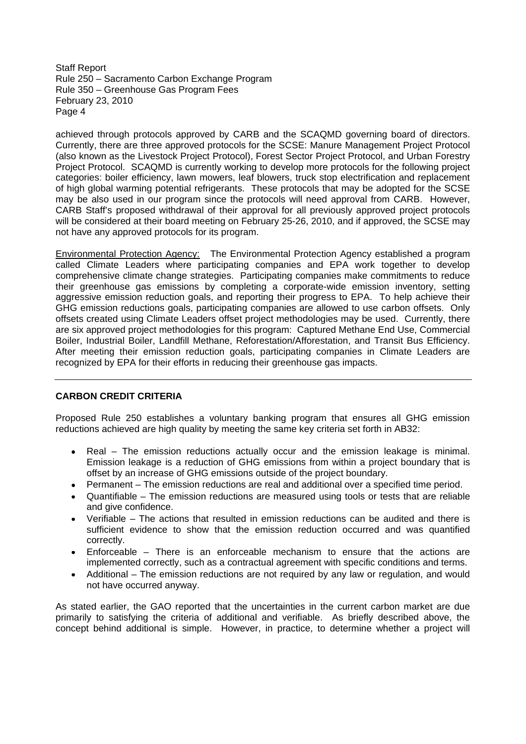achieved through protocols approved by CARB and the SCAQMD governing board of directors. Currently, there are three approved protocols for the SCSE: Manure Management Project Protocol (also known as the Livestock Project Protocol), Forest Sector Project Protocol, and Urban Forestry Project Protocol. SCAQMD is currently working to develop more protocols for the following project categories: boiler efficiency, lawn mowers, leaf blowers, truck stop electrification and replacement of high global warming potential refrigerants. These protocols that may be adopted for the SCSE may be also used in our program since the protocols will need approval from CARB. However, CARB Staff's proposed withdrawal of their approval for all previously approved project protocols will be considered at their board meeting on February 25-26, 2010, and if approved, the SCSE may not have any approved protocols for its program.

Environmental Protection Agency: The Environmental Protection Agency established a program called Climate Leaders where participating companies and EPA work together to develop comprehensive climate change strategies. Participating companies make commitments to reduce their greenhouse gas emissions by completing a corporate-wide emission inventory, setting aggressive emission reduction goals, and reporting their progress to EPA. To help achieve their GHG emission reductions goals, participating companies are allowed to use carbon offsets. Only offsets created using Climate Leaders offset project methodologies may be used. Currently, there are six approved project methodologies for this program: Captured Methane End Use, Commercial Boiler, Industrial Boiler, Landfill Methane, Reforestation/Afforestation, and Transit Bus Efficiency. After meeting their emission reduction goals, participating companies in Climate Leaders are recognized by EPA for their efforts in reducing their greenhouse gas impacts.

---

## CARBON CREDIT CRITERIA

Proposed Rule 250 establishes a voluntary banking program that ensures all GHG emission reductions achieved are high quality by meeting the same key criteria set forth in AB32:

- Real – The emission reductions actually occur and the emission leakage is minimal. Emission leakage is a reduction of GHG emissions from within a project boundary that is offset by an increase of GHG emissions outside of the project boundary.
- Permanent – The emission reductions are real and additional over a specified time period.
- Quantifiable – The emission reductions are measured using tools or tests that are reliable and give confidence.
- Verifiable – The actions that resulted in emission reductions can be audited and there is sufficient evidence to show that the emission reduction occurred and was quantified correctly.
- Enforceable – There is an enforceable mechanism to ensure that the actions are implemented correctly, such as a contractual agreement with specific conditions and terms.
- Additional – The emission reductions are not required by any law or regulation, and would not have occurred anyway.

As stated earlier, the GAO reported that the uncertainties in the current carbon market are due primarily to satisfying the criteria of additional and verifiable. As briefly described above, the concept behind additional is simple. However, in practice, to determine whether a project will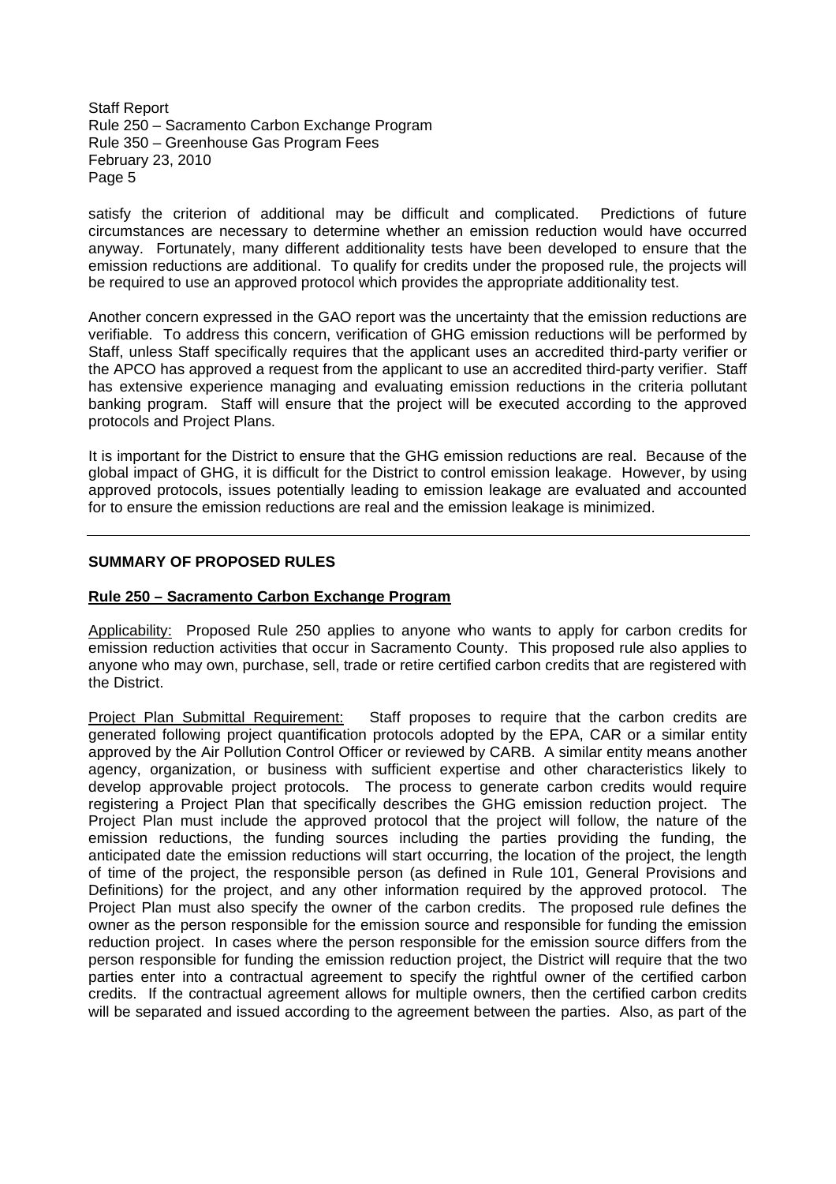satisfy the criterion of additional may be difficult and complicated. Predictions of future circumstances are necessary to determine whether an emission reduction would have occurred anyway. Fortunately, many different additionality tests have been developed to ensure that the emission reductions are additional. To qualify for credits under the proposed rule, the projects will be required to use an approved protocol which provides the appropriate additionality test.

Another concern expressed in the GAO report was the uncertainty that the emission reductions are verifiable. To address this concern, verification of GHG emission reductions will be performed by Staff, unless Staff specifically requires that the applicant uses an accredited third-party verifier or the APCO has approved a request from the applicant to use an accredited third-party verifier. Staff has extensive experience managing and evaluating emission reductions in the criteria pollutant banking program. Staff will ensure that the project will be executed according to the approved protocols and Project Plans.

It is important for the District to ensure that the GHG emission reductions are real. Because of the global impact of GHG, it is difficult for the District to control emission leakage. However, by using approved protocols, issues potentially leading to emission leakage are evaluated and accounted for to ensure the emission reductions are real and the emission leakage is minimized.

---

## SUMMARY OF PROPOSED RULES

### Rule 250 – Sacramento Carbon Exchange Program

Applicability: Proposed Rule 250 applies to anyone who wants to apply for carbon credits for emission reduction activities that occur in Sacramento County. This proposed rule also applies to anyone who may own, purchase, sell, trade or retire certified carbon credits that are registered with the District.

Project Plan Submittal Requirement: Staff proposes to require that the carbon credits are generated following project quantification protocols adopted by the EPA, CAR or a similar entity approved by the Air Pollution Control Officer or reviewed by CARB. A similar entity means another agency, organization, or business with sufficient expertise and other characteristics likely to develop approvable project protocols. The process to generate carbon credits would require registering a Project Plan that specifically describes the GHG emission reduction project. The Project Plan must include the approved protocol that the project will follow, the nature of the emission reductions, the funding sources including the parties providing the funding, the anticipated date the emission reductions will start occurring, the location of the project, the length of time of the project, the responsible person (as defined in Rule 101, General Provisions and Definitions) for the project, and any other information required by the approved protocol. The Project Plan must also specify the owner of the carbon credits. The proposed rule defines the owner as the person responsible for the emission source and responsible for funding the emission reduction project. In cases where the person responsible for the emission source differs from the person responsible for funding the emission reduction project, the District will require that the two parties enter into a contractual agreement to specify the rightful owner of the certified carbon credits. If the contractual agreement allows for multiple owners, then the certified carbon credits will be separated and issued according to the agreement between the parties. Also, as part of the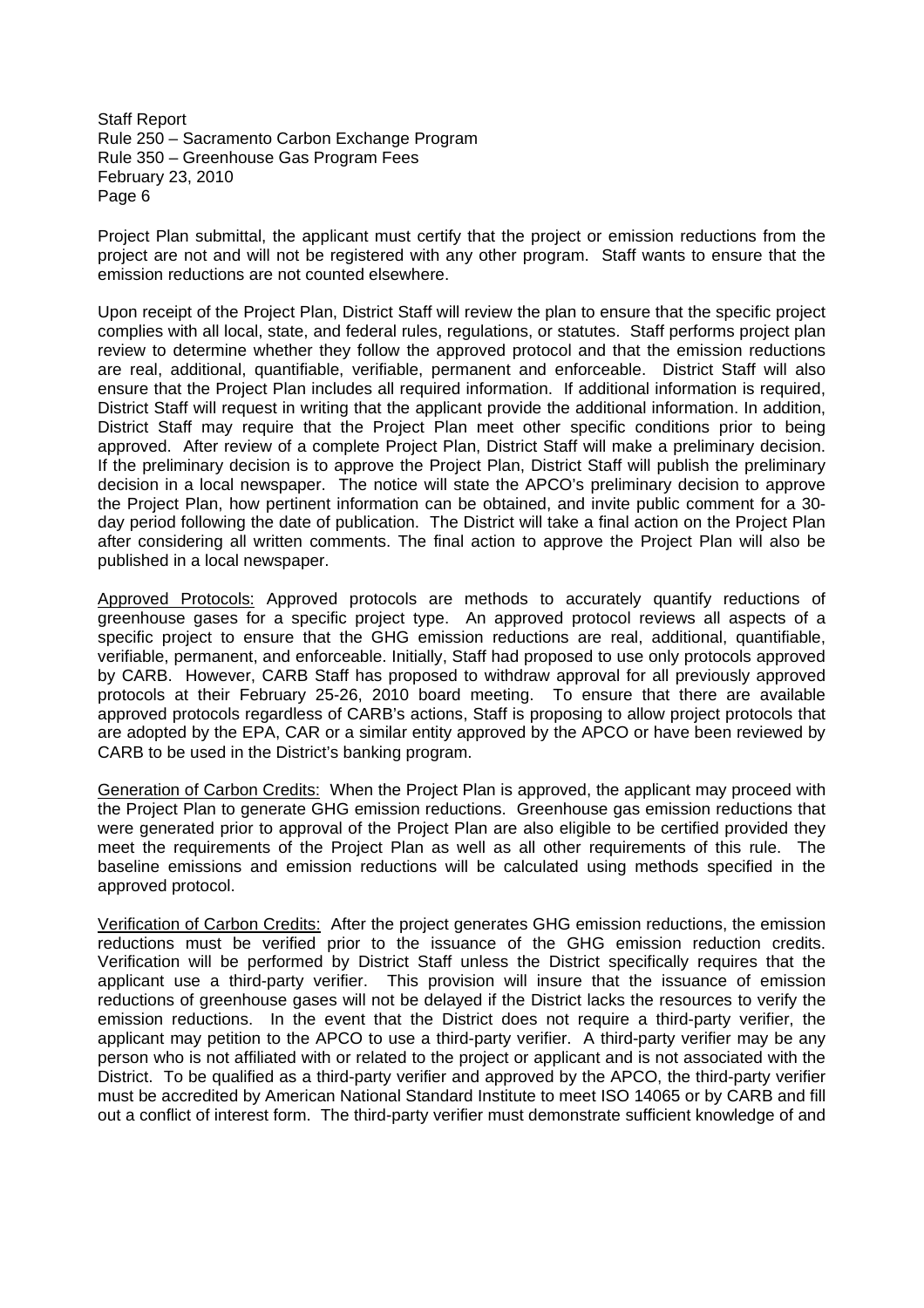Project Plan submittal, the applicant must certify that the project or emission reductions from the project are not and will not be registered with any other program. Staff wants to ensure that the emission reductions are not counted elsewhere.

Upon receipt of the Project Plan, District Staff will review the plan to ensure that the specific project complies with all local, state, and federal rules, regulations, or statutes. Staff performs project plan review to determine whether they follow the approved protocol and that the emission reductions are real, additional, quantifiable, verifiable, permanent and enforceable. District Staff will also ensure that the Project Plan includes all required information. If additional information is required, District Staff will request in writing that the applicant provide the additional information. In addition, District Staff may require that the Project Plan meet other specific conditions prior to being approved. After review of a complete Project Plan, District Staff will make a preliminary decision. If the preliminary decision is to approve the Project Plan, District Staff will publish the preliminary decision in a local newspaper. The notice will state the APCO's preliminary decision to approve the Project Plan, how pertinent information can be obtained, and invite public comment for a 30-day period following the date of publication. The District will take a final action on the Project Plan after considering all written comments. The final action to approve the Project Plan will also be published in a local newspaper.

Approved Protocols: Approved protocols are methods to accurately quantify reductions of greenhouse gases for a specific project type. An approved protocol reviews all aspects of a specific project to ensure that the GHG emission reductions are real, additional, quantifiable, verifiable, permanent, and enforceable. Initially, Staff had proposed to use only protocols approved by CARB. However, CARB Staff has proposed to withdraw approval for all previously approved protocols at their February 25-26, 2010 board meeting. To ensure that there are available approved protocols regardless of CARB's actions, Staff is proposing to allow project protocols that are adopted by the EPA, CAR or a similar entity approved by the APCO or have been reviewed by CARB to be used in the District's banking program.

Generation of Carbon Credits: When the Project Plan is approved, the applicant may proceed with the Project Plan to generate GHG emission reductions. Greenhouse gas emission reductions that were generated prior to approval of the Project Plan are also eligible to be certified provided they meet the requirements of the Project Plan as well as all other requirements of this rule. The baseline emissions and emission reductions will be calculated using methods specified in the approved protocol.

Verification of Carbon Credits: After the project generates GHG emission reductions, the emission reductions must be verified prior to the issuance of the GHG emission reduction credits. Verification will be performed by District Staff unless the District specifically requires that the applicant use a third-party verifier. This provision will insure that the issuance of emission reductions of greenhouse gases will not be delayed if the District lacks the resources to verify the emission reductions. In the event that the District does not require a third-party verifier, the applicant may petition to the APCO to use a third-party verifier. A third-party verifier may be any person who is not affiliated with or related to the project or applicant and is not associated with the District. To be qualified as a third-party verifier and approved by the APCO, the third-party verifier must be accredited by American National Standard Institute to meet ISO 14065 or by CARB and fill out a conflict of interest form. The third-party verifier must demonstrate sufficient knowledge of and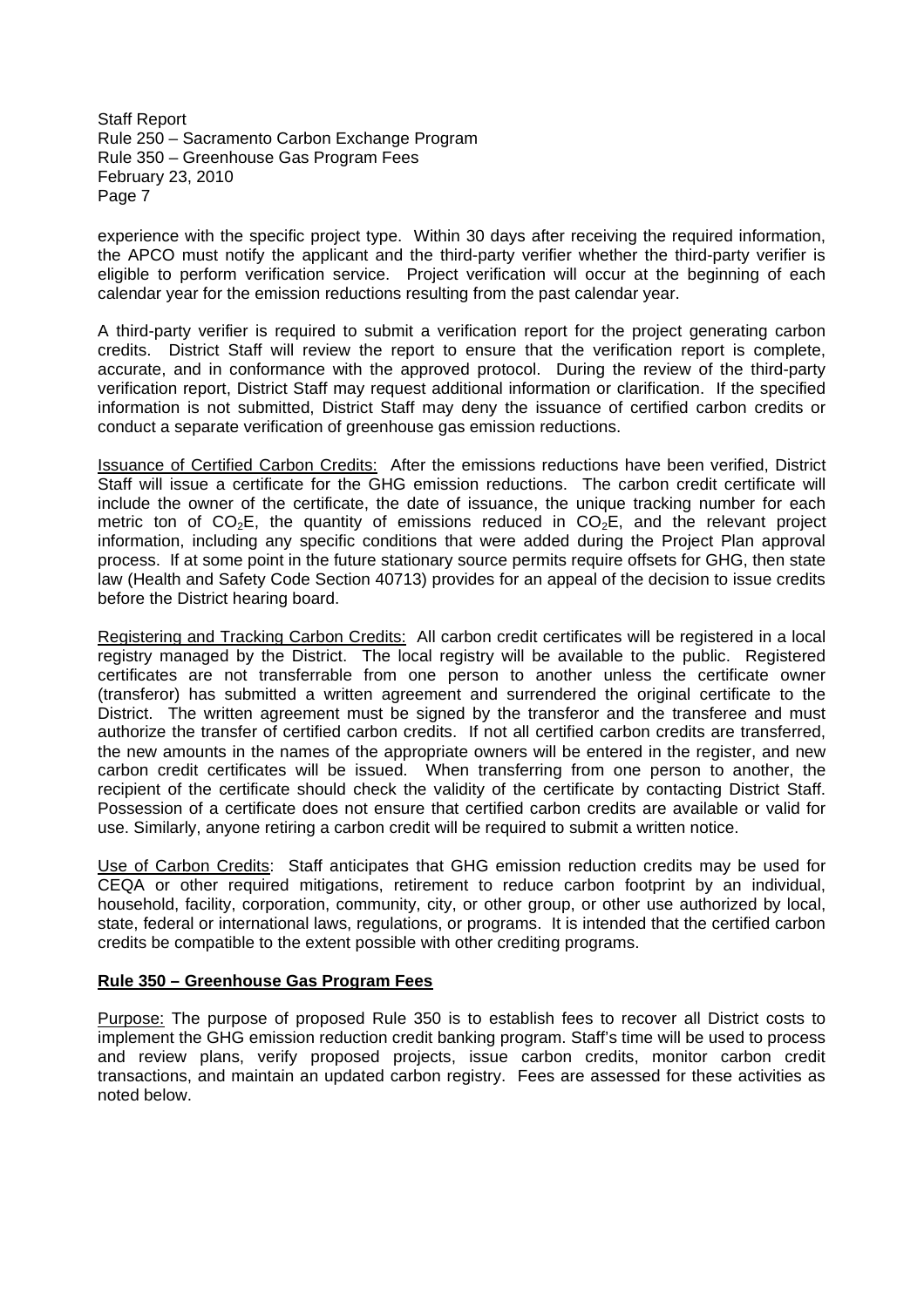experience with the specific project type. Within 30 days after receiving the required information, the APCO must notify the applicant and the third-party verifier whether the third-party verifier is eligible to perform verification service. Project verification will occur at the beginning of each calendar year for the emission reductions resulting from the past calendar year.

A third-party verifier is required to submit a verification report for the project generating carbon credits. District Staff will review the report to ensure that the verification report is complete, accurate, and in conformance with the approved protocol. During the review of the third-party verification report, District Staff may request additional information or clarification. If the specified information is not submitted, District Staff may deny the issuance of certified carbon credits or conduct a separate verification of greenhouse gas emission reductions.

Issuance of Certified Carbon Credits: After the emissions reductions have been verified, District Staff will issue a certificate for the GHG emission reductions. The carbon credit certificate will include the owner of the certificate, the date of issuance, the unique tracking number for each metric ton of $CO_2E$, the quantity of emissions reduced in $CO_2E$, and the relevant project information, including any specific conditions that were added during the Project Plan approval process. If at some point in the future stationary source permits require offsets for GHG, then state law (Health and Safety Code Section 40713) provides for an appeal of the decision to issue credits before the District hearing board.

Registering and Tracking Carbon Credits: All carbon credit certificates will be registered in a local registry managed by the District. The local registry will be available to the public. Registered certificates are not transferrable from one person to another unless the certificate owner (transferor) has submitted a written agreement and surrendered the original certificate to the District. The written agreement must be signed by the transferor and the transferee and must authorize the transfer of certified carbon credits. If not all certified carbon credits are transferred, the new amounts in the names of the appropriate owners will be entered in the register, and new carbon credit certificates will be issued. When transferring from one person to another, the recipient of the certificate should check the validity of the certificate by contacting District Staff. Possession of a certificate does not ensure that certified carbon credits are available or valid for use. Similarly, anyone retiring a carbon credit will be required to submit a written notice.

Use of Carbon Credits: Staff anticipates that GHG emission reduction credits may be used for CEQA or other required mitigations, retirement to reduce carbon footprint by an individual, household, facility, corporation, community, city, or other group, or other use authorized by local, state, federal or international laws, regulations, or programs. It is intended that the certified carbon credits be compatible to the extent possible with other crediting programs.

## Rule 350 – Greenhouse Gas Program Fees

Purpose: The purpose of proposed Rule 350 is to establish fees to recover all District costs to implement the GHG emission reduction credit banking program. Staff's time will be used to process and review plans, verify proposed projects, issue carbon credits, monitor carbon credit transactions, and maintain an updated carbon registry. Fees are assessed for these activities as noted below.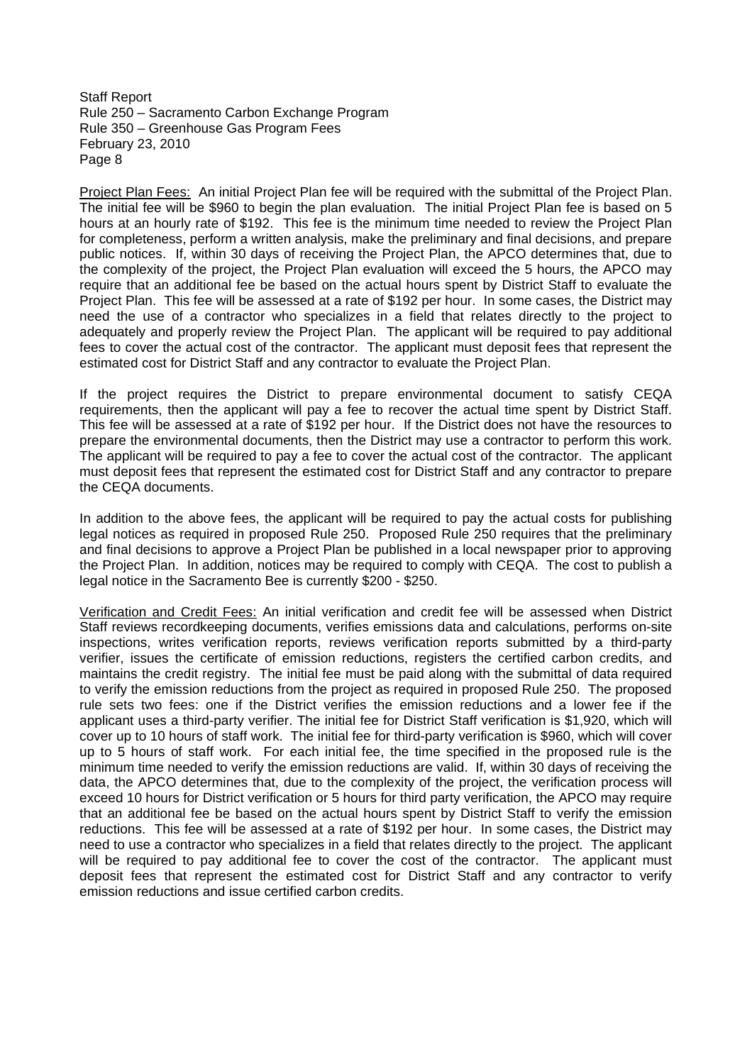Project Plan Fees: An initial Project Plan fee will be required with the submittal of the Project Plan. The initial fee will be $960 to begin the plan evaluation. The initial Project Plan fee is based on 5 hours at an hourly rate of $192. This fee is the minimum time needed to review the Project Plan for completeness, perform a written analysis, make the preliminary and final decisions, and prepare public notices. If, within 30 days of receiving the Project Plan, the APCO determines that, due to the complexity of the project, the Project Plan evaluation will exceed the 5 hours, the APCO may require that an additional fee be based on the actual hours spent by District Staff to evaluate the Project Plan. This fee will be assessed at a rate of $192 per hour. In some cases, the District may need the use of a contractor who specializes in a field that relates directly to the project to adequately and properly review the Project Plan. The applicant will be required to pay additional fees to cover the actual cost of the contractor. The applicant must deposit fees that represent the estimated cost for District Staff and any contractor to evaluate the Project Plan.

If the project requires the District to prepare environmental document to satisfy CEQA requirements, then the applicant will pay a fee to recover the actual time spent by District Staff. This fee will be assessed at a rate of $192 per hour. If the District does not have the resources to prepare the environmental documents, then the District may use a contractor to perform this work. The applicant will be required to pay a fee to cover the actual cost of the contractor. The applicant must deposit fees that represent the estimated cost for District Staff and any contractor to prepare the CEQA documents.

In addition to the above fees, the applicant will be required to pay the actual costs for publishing legal notices as required in proposed Rule 250. Proposed Rule 250 requires that the preliminary and final decisions to approve a Project Plan be published in a local newspaper prior to approving the Project Plan. In addition, notices may be required to comply with CEQA. The cost to publish a legal notice in the Sacramento Bee is currently $200 - $250.

Verification and Credit Fees: An initial verification and credit fee will be assessed when District Staff reviews recordkeeping documents, verifies emissions data and calculations, performs on-site inspections, writes verification reports, reviews verification reports submitted by a third-party verifier, issues the certificate of emission reductions, registers the certified carbon credits, and maintains the credit registry. The initial fee must be paid along with the submittal of data required to verify the emission reductions from the project as required in proposed Rule 250. The proposed rule sets two fees: one if the District verifies the emission reductions and a lower fee if the applicant uses a third-party verifier. The initial fee for District Staff verification is $1,920, which will cover up to 10 hours of staff work. The initial fee for third-party verification is $960, which will cover up to 5 hours of staff work. For each initial fee, the time specified in the proposed rule is the minimum time needed to verify the emission reductions are valid. If, within 30 days of receiving the data, the APCO determines that, due to the complexity of the project, the verification process will exceed 10 hours for District verification or 5 hours for third party verification, the APCO may require that an additional fee be based on the actual hours spent by District Staff to verify the emission reductions. This fee will be assessed at a rate of $192 per hour. In some cases, the District may need to use a contractor who specializes in a field that relates directly to the project. The applicant will be required to pay additional fee to cover the cost of the contractor. The applicant must deposit fees that represent the estimated cost for District Staff and any contractor to verify emission reductions and issue certified carbon credits.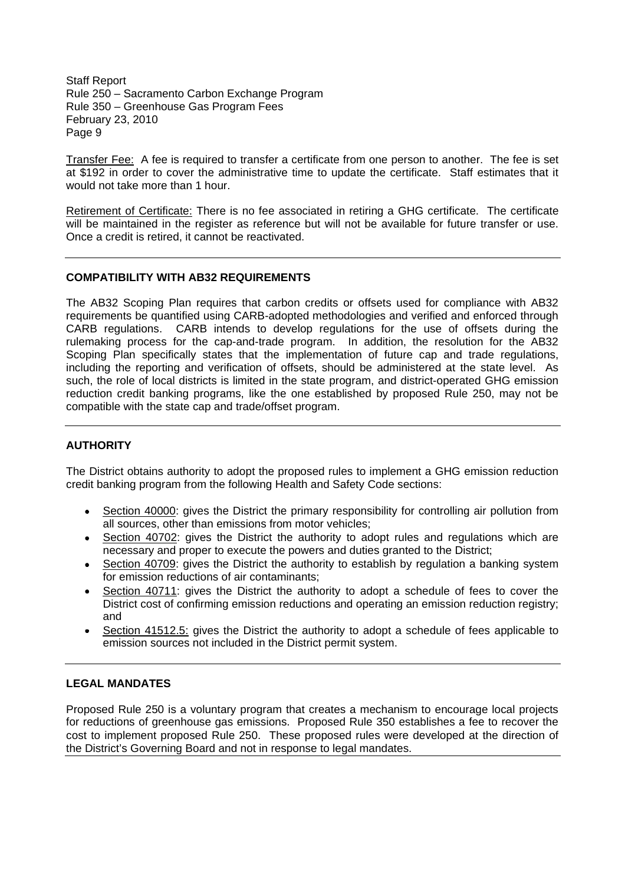Transfer Fee: A fee is required to transfer a certificate from one person to another. The fee is set at $192 in order to cover the administrative time to update the certificate. Staff estimates that it would not take more than 1 hour.

Retirement of Certificate: There is no fee associated in retiring a GHG certificate. The certificate will be maintained in the register as reference but will not be available for future transfer or use. Once a credit is retired, it cannot be reactivated.

---

## COMPATIBILITY WITH AB32 REQUIREMENTS

The AB32 Scoping Plan requires that carbon credits or offsets used for compliance with AB32 requirements be quantified using CARB-adopted methodologies and verified and enforced through CARB regulations. CARB intends to develop regulations for the use of offsets during the rulemaking process for the cap-and-trade program. In addition, the resolution for the AB32 Scoping Plan specifically states that the implementation of future cap and trade regulations, including the reporting and verification of offsets, should be administered at the state level. As such, the role of local districts is limited in the state program, and district-operated GHG emission reduction credit banking programs, like the one established by proposed Rule 250, may not be compatible with the state cap and trade/offset program.

---

## AUTHORITY

The District obtains authority to adopt the proposed rules to implement a GHG emission reduction credit banking program from the following Health and Safety Code sections:

- Section 40000: gives the District the primary responsibility for controlling air pollution from all sources, other than emissions from motor vehicles;
- Section 40702: gives the District the authority to adopt rules and regulations which are necessary and proper to execute the powers and duties granted to the District;
- Section 40709: gives the District the authority to establish by regulation a banking system for emission reductions of air contaminants;
- Section 40711: gives the District the authority to adopt a schedule of fees to cover the District cost of confirming emission reductions and operating an emission reduction registry; and
- Section 41512.5: gives the District the authority to adopt a schedule of fees applicable to emission sources not included in the District permit system.

---

## LEGAL MANDATES

Proposed Rule 250 is a voluntary program that creates a mechanism to encourage local projects for reductions of greenhouse gas emissions. Proposed Rule 350 establishes a fee to recover the cost to implement proposed Rule 250. These proposed rules were developed at the direction of the District's Governing Board and not in response to legal mandates.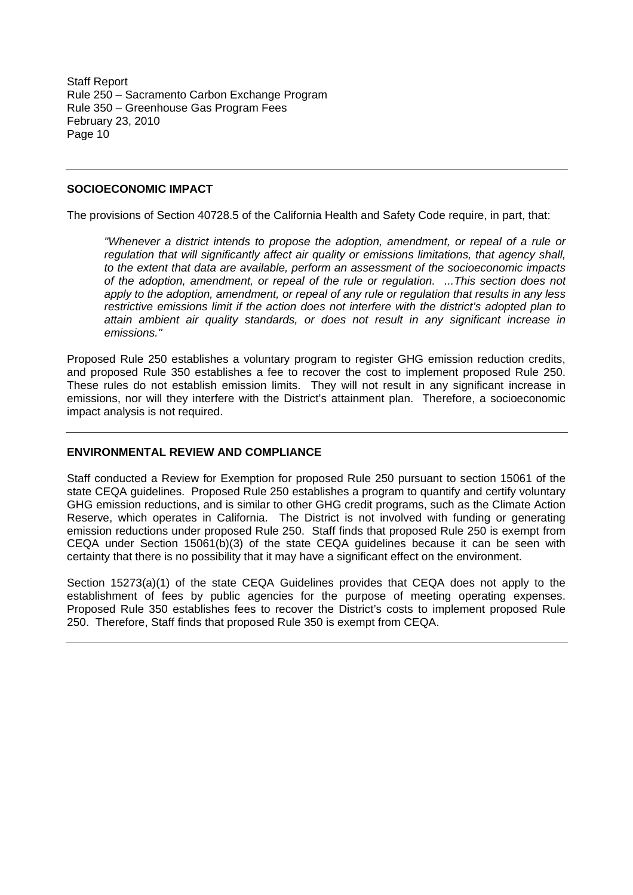## SOCIOECONOMIC IMPACT

The provisions of Section 40728.5 of the California Health and Safety Code require, in part, that:

> *"Whenever a district intends to propose the adoption, amendment, or repeal of a rule or regulation that will significantly affect air quality or emissions limitations, that agency shall, to the extent that data are available, perform an assessment of the socioeconomic impacts of the adoption, amendment, or repeal of the rule or regulation. ...This section does not apply to the adoption, amendment, or repeal of any rule or regulation that results in any less restrictive emissions limit if the action does not interfere with the district's adopted plan to attain ambient air quality standards, or does not result in any significant increase in emissions."*

Proposed Rule 250 establishes a voluntary program to register GHG emission reduction credits, and proposed Rule 350 establishes a fee to recover the cost to implement proposed Rule 250. These rules do not establish emission limits. They will not result in any significant increase in emissions, nor will they interfere with the District's attainment plan. Therefore, a socioeconomic impact analysis is not required.

## ENVIRONMENTAL REVIEW AND COMPLIANCE

Staff conducted a Review for Exemption for proposed Rule 250 pursuant to section 15061 of the state CEQA guidelines. Proposed Rule 250 establishes a program to quantify and certify voluntary GHG emission reductions, and is similar to other GHG credit programs, such as the Climate Action Reserve, which operates in California. The District is not involved with funding or generating emission reductions under proposed Rule 250. Staff finds that proposed Rule 250 is exempt from CEQA under Section 15061(b)(3) of the state CEQA guidelines because it can be seen with certainty that there is no possibility that it may have a significant effect on the environment.

Section 15273(a)(1) of the state CEQA Guidelines provides that CEQA does not apply to the establishment of fees by public agencies for the purpose of meeting operating expenses. Proposed Rule 350 establishes fees to recover the District's costs to implement proposed Rule 250. Therefore, Staff finds that proposed Rule 350 is exempt from CEQA.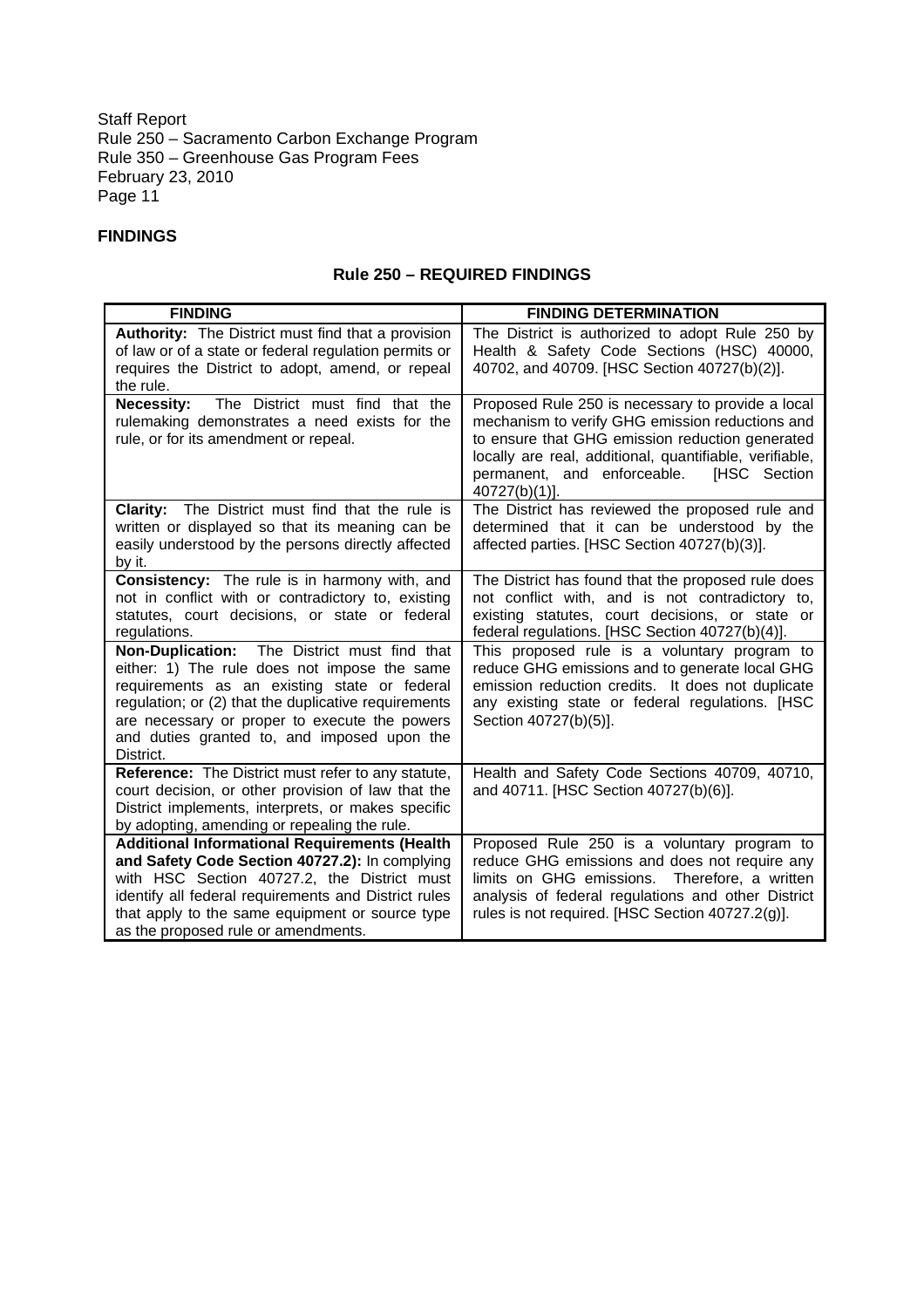## FINDINGS

### Rule 250 – REQUIRED FINDINGS

| FINDING | FINDING DETERMINATION |
|---|---|
| **Authority:** The District must find that a provision of law or of a state or federal regulation permits or requires the District to adopt, amend, or repeal the rule. | The District is authorized to adopt Rule 250 by Health & Safety Code Sections (HSC) 40000, 40702, and 40709. [HSC Section 40727(b)(2)]. |
| **Necessity:** The District must find that the rulemaking demonstrates a need exists for the rule, or for its amendment or repeal. | Proposed Rule 250 is necessary to provide a local mechanism to verify GHG emission reductions and to ensure that GHG emission reduction generated locally are real, additional, quantifiable, verifiable, permanent, and enforceable. [HSC Section 40727(b)(1)]. |
| **Clarity:** The District must find that the rule is written or displayed so that its meaning can be easily understood by the persons directly affected by it. | The District has reviewed the proposed rule and determined that it can be understood by the affected parties. [HSC Section 40727(b)(3)]. |
| **Consistency:** The rule is in harmony with, and not in conflict with or contradictory to, existing statutes, court decisions, or state or federal regulations. | The District has found that the proposed rule does not conflict with, and is not contradictory to, existing statutes, court decisions, or state or federal regulations. [HSC Section 40727(b)(4)]. |
| **Non-Duplication:** The District must find that either: 1) The rule does not impose the same requirements as an existing state or federal regulation; or (2) that the duplicative requirements are necessary or proper to execute the powers and duties granted to, and imposed upon the District. | This proposed rule is a voluntary program to reduce GHG emissions and to generate local GHG emission reduction credits. It does not duplicate any existing state or federal regulations. [HSC Section 40727(b)(5)]. |
| **Reference:** The District must refer to any statute, court decision, or other provision of law that the District implements, interprets, or makes specific by adopting, amending or repealing the rule. | Health and Safety Code Sections 40709, 40710, and 40711. [HSC Section 40727(b)(6)]. |
| **Additional Informational Requirements (Health and Safety Code Section 40727.2):** In complying with HSC Section 40727.2, the District must identify all federal requirements and District rules that apply to the same equipment or source type as the proposed rule or amendments. | Proposed Rule 250 is a voluntary program to reduce GHG emissions and does not require any limits on GHG emissions. Therefore, a written analysis of federal regulations and other District rules is not required. [HSC Section 40727.2(g)]. |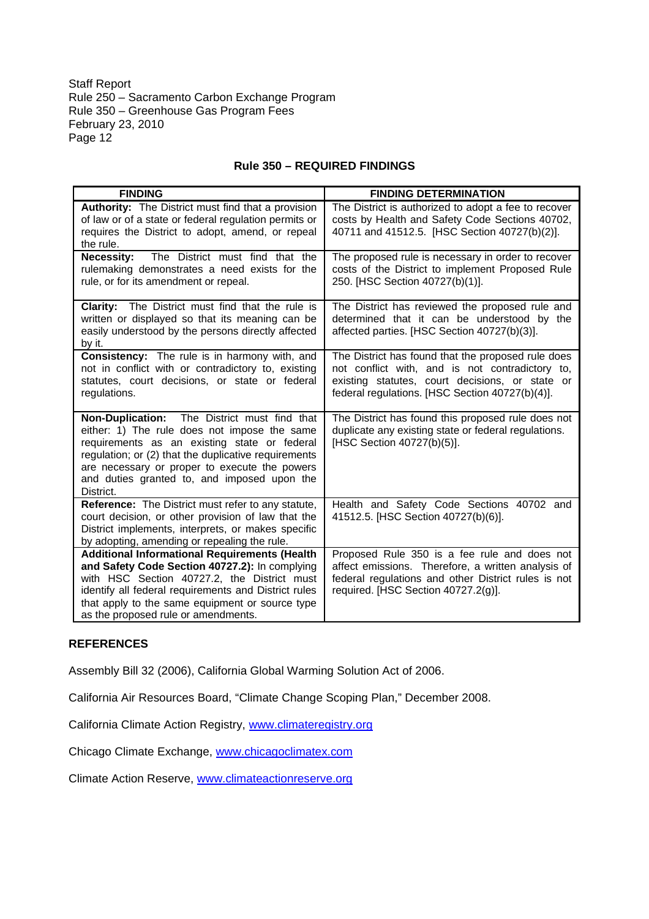## Rule 350 – REQUIRED FINDINGS

| FINDING | FINDING DETERMINATION |
|---|---|
| **Authority:** The District must find that a provision of law or of a state or federal regulation permits or requires the District to adopt, amend, or repeal the rule. | The District is authorized to adopt a fee to recover costs by Health and Safety Code Sections 40702, 40711 and 41512.5. [HSC Section 40727(b)(2)]. |
| **Necessity:** The District must find that the rulemaking demonstrates a need exists for the rule, or for its amendment or repeal. | The proposed rule is necessary in order to recover costs of the District to implement Proposed Rule 250. [HSC Section 40727(b)(1)]. |
| **Clarity:** The District must find that the rule is written or displayed so that its meaning can be easily understood by the persons directly affected by it. | The District has reviewed the proposed rule and determined that it can be understood by the affected parties. [HSC Section 40727(b)(3)]. |
| **Consistency:** The rule is in harmony with, and not in conflict with or contradictory to, existing statutes, court decisions, or state or federal regulations. | The District has found that the proposed rule does not conflict with, and is not contradictory to, existing statutes, court decisions, or state or federal regulations. [HSC Section 40727(b)(4)]. |
| **Non-Duplication:** The District must find that either: 1) The rule does not impose the same requirements as an existing state or federal regulation; or (2) that the duplicative requirements are necessary or proper to execute the powers and duties granted to, and imposed upon the District. | The District has found this proposed rule does not duplicate any existing state or federal regulations. [HSC Section 40727(b)(5)]. |
| **Reference:** The District must refer to any statute, court decision, or other provision of law that the District implements, interprets, or makes specific by adopting, amending or repealing the rule. | Health and Safety Code Sections 40702 and 41512.5. [HSC Section 40727(b)(6)]. |
| **Additional Informational Requirements (Health and Safety Code Section 40727.2):** In complying with HSC Section 40727.2, the District must identify all federal requirements and District rules that apply to the same equipment or source type as the proposed rule or amendments. | Proposed Rule 350 is a fee rule and does not affect emissions. Therefore, a written analysis of federal regulations and other District rules is not required. [HSC Section 40727.2(g)]. |

### REFERENCES

Assembly Bill 32 (2006), California Global Warming Solution Act of 2006.

California Air Resources Board, "Climate Change Scoping Plan," December 2008.

California Climate Action Registry, www.climateregistry.org

Chicago Climate Exchange, www.chicagoclimatex.com

Climate Action Reserve, www.climateactionreserve.org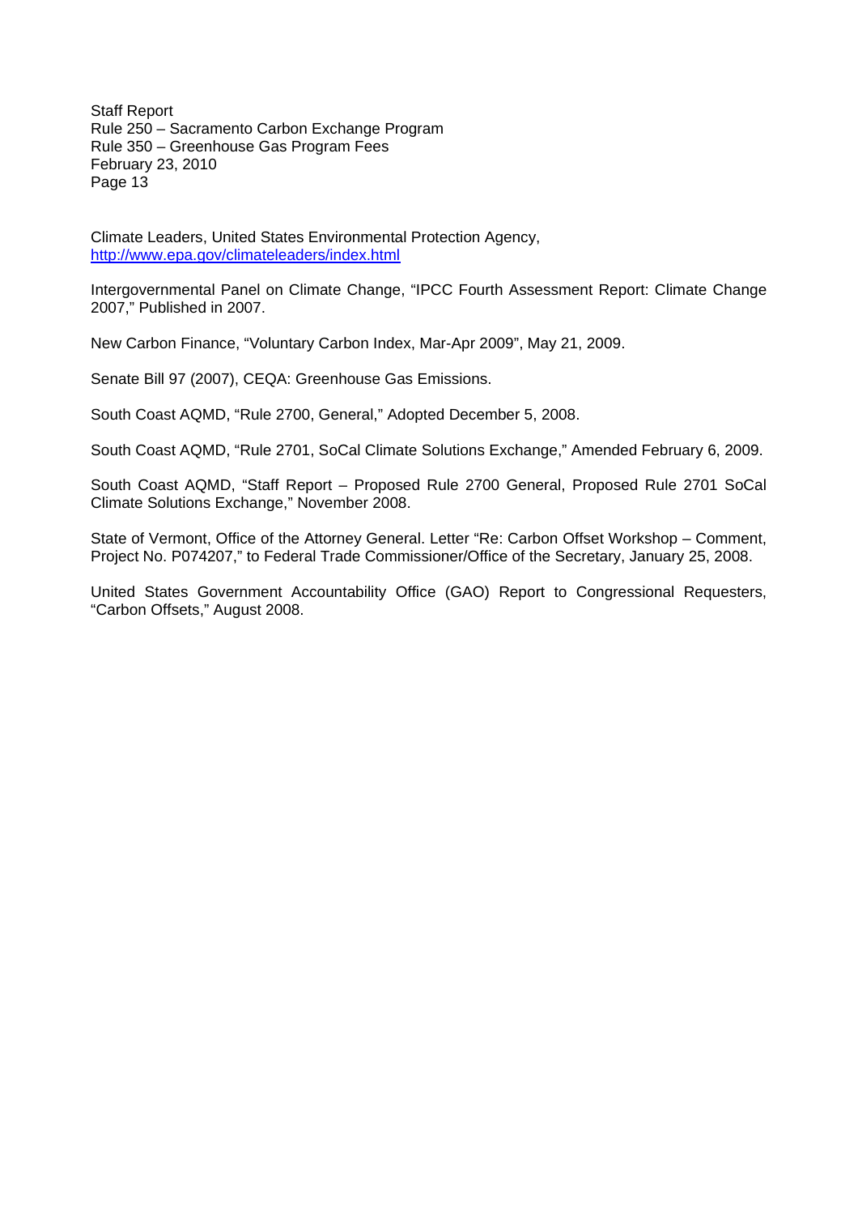Climate Leaders, United States Environmental Protection Agency, http://www.epa.gov/climateleaders/index.html

Intergovernmental Panel on Climate Change, "IPCC Fourth Assessment Report: Climate Change 2007," Published in 2007.

New Carbon Finance, "Voluntary Carbon Index, Mar-Apr 2009", May 21, 2009.

Senate Bill 97 (2007), CEQA: Greenhouse Gas Emissions.

South Coast AQMD, "Rule 2700, General," Adopted December 5, 2008.

South Coast AQMD, "Rule 2701, SoCal Climate Solutions Exchange," Amended February 6, 2009.

South Coast AQMD, "Staff Report – Proposed Rule 2700 General, Proposed Rule 2701 SoCal Climate Solutions Exchange," November 2008.

State of Vermont, Office of the Attorney General. Letter "Re: Carbon Offset Workshop – Comment, Project No. P074207," to Federal Trade Commissioner/Office of the Secretary, January 25, 2008.

United States Government Accountability Office (GAO) Report to Congressional Requesters, "Carbon Offsets," August 2008.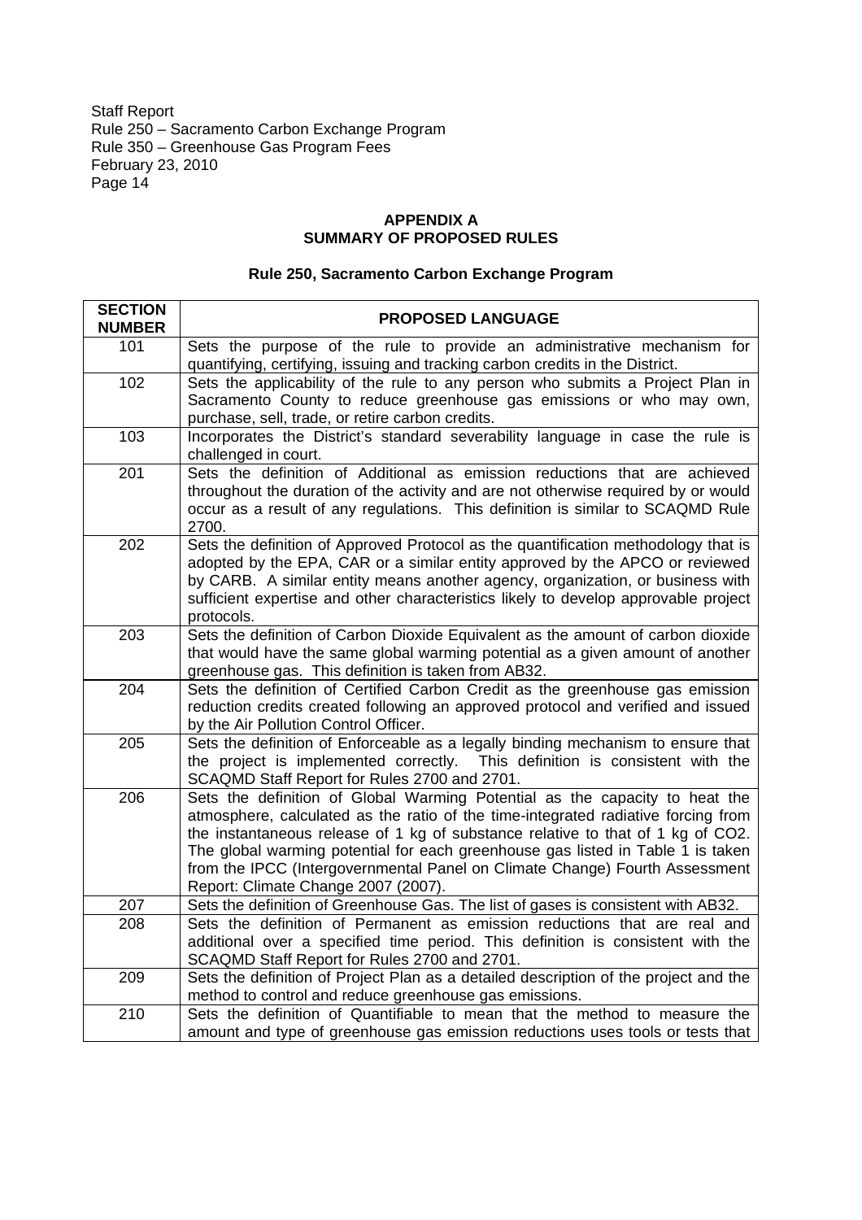## APPENDIX A
## SUMMARY OF PROPOSED RULES

### Rule 250, Sacramento Carbon Exchange Program

| SECTION NUMBER | PROPOSED LANGUAGE |
|---|---|
| 101 | Sets the purpose of the rule to provide an administrative mechanism for quantifying, certifying, issuing and tracking carbon credits in the District. |
| 102 | Sets the applicability of the rule to any person who submits a Project Plan in Sacramento County to reduce greenhouse gas emissions or who may own, purchase, sell, trade, or retire carbon credits. |
| 103 | Incorporates the District's standard severability language in case the rule is challenged in court. |
| 201 | Sets the definition of Additional as emission reductions that are achieved throughout the duration of the activity and are not otherwise required by or would occur as a result of any regulations. This definition is similar to SCAQMD Rule 2700. |
| 202 | Sets the definition of Approved Protocol as the quantification methodology that is adopted by the EPA, CAR or a similar entity approved by the APCO or reviewed by CARB. A similar entity means another agency, organization, or business with sufficient expertise and other characteristics likely to develop approvable project protocols. |
| 203 | Sets the definition of Carbon Dioxide Equivalent as the amount of carbon dioxide that would have the same global warming potential as a given amount of another greenhouse gas. This definition is taken from AB32. |
| 204 | Sets the definition of Certified Carbon Credit as the greenhouse gas emission reduction credits created following an approved protocol and verified and issued by the Air Pollution Control Officer. |
| 205 | Sets the definition of Enforceable as a legally binding mechanism to ensure that the project is implemented correctly. This definition is consistent with the SCAQMD Staff Report for Rules 2700 and 2701. |
| 206 | Sets the definition of Global Warming Potential as the capacity to heat the atmosphere, calculated as the ratio of the time-integrated radiative forcing from the instantaneous release of 1 kg of substance relative to that of 1 kg of $CO_2$. The global warming potential for each greenhouse gas listed in Table 1 is taken from the IPCC (Intergovernmental Panel on Climate Change) Fourth Assessment Report: Climate Change 2007 (2007). |
| 207 | Sets the definition of Greenhouse Gas. The list of gases is consistent with AB32. |
| 208 | Sets the definition of Permanent as emission reductions that are real and additional over a specified time period. This definition is consistent with the SCAQMD Staff Report for Rules 2700 and 2701. |
| 209 | Sets the definition of Project Plan as a detailed description of the project and the method to control and reduce greenhouse gas emissions. |
| 210 | Sets the definition of Quantifiable to mean that the method to measure the amount and type of greenhouse gas emission reductions uses tools or tests that |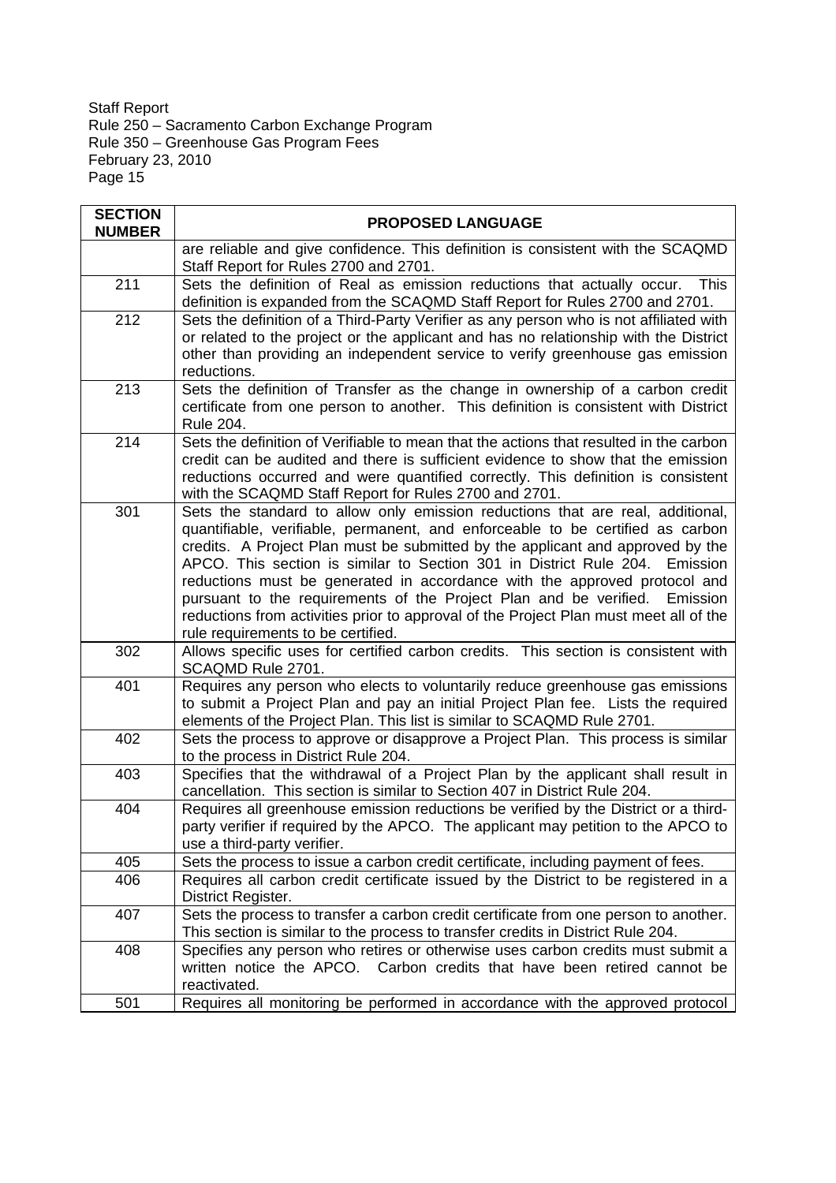| SECTION NUMBER | PROPOSED LANGUAGE |
|---|---|
| | are reliable and give confidence. This definition is consistent with the SCAQMD Staff Report for Rules 2700 and 2701. |
| 211 | Sets the definition of Real as emission reductions that actually occur. This definition is expanded from the SCAQMD Staff Report for Rules 2700 and 2701. |
| 212 | Sets the definition of a Third-Party Verifier as any person who is not affiliated with or related to the project or the applicant and has no relationship with the District other than providing an independent service to verify greenhouse gas emission reductions. |
| 213 | Sets the definition of Transfer as the change in ownership of a carbon credit certificate from one person to another. This definition is consistent with District Rule 204. |
| 214 | Sets the definition of Verifiable to mean that the actions that resulted in the carbon credit can be audited and there is sufficient evidence to show that the emission reductions occurred and were quantified correctly. This definition is consistent with the SCAQMD Staff Report for Rules 2700 and 2701. |
| 301 | Sets the standard to allow only emission reductions that are real, additional, quantifiable, verifiable, permanent, and enforceable to be certified as carbon credits. A Project Plan must be submitted by the applicant and approved by the APCO. This section is similar to Section 301 in District Rule 204. Emission reductions must be generated in accordance with the approved protocol and pursuant to the requirements of the Project Plan and be verified. Emission reductions from activities prior to approval of the Project Plan must meet all of the rule requirements to be certified. |
| 302 | Allows specific uses for certified carbon credits. This section is consistent with SCAQMD Rule 2701. |
| 401 | Requires any person who elects to voluntarily reduce greenhouse gas emissions to submit a Project Plan and pay an initial Project Plan fee. Lists the required elements of the Project Plan. This list is similar to SCAQMD Rule 2701. |
| 402 | Sets the process to approve or disapprove a Project Plan. This process is similar to the process in District Rule 204. |
| 403 | Specifies that the withdrawal of a Project Plan by the applicant shall result in cancellation. This section is similar to Section 407 in District Rule 204. |
| 404 | Requires all greenhouse emission reductions be verified by the District or a third-party verifier if required by the APCO. The applicant may petition to the APCO to use a third-party verifier. |
| 405 | Sets the process to issue a carbon credit certificate, including payment of fees. |
| 406 | Requires all carbon credit certificate issued by the District to be registered in a District Register. |
| 407 | Sets the process to transfer a carbon credit certificate from one person to another. This section is similar to the process to transfer credits in District Rule 204. |
| 408 | Specifies any person who retires or otherwise uses carbon credits must submit a written notice the APCO. Carbon credits that have been retired cannot be reactivated. |
| 501 | Requires all monitoring be performed in accordance with the approved protocol |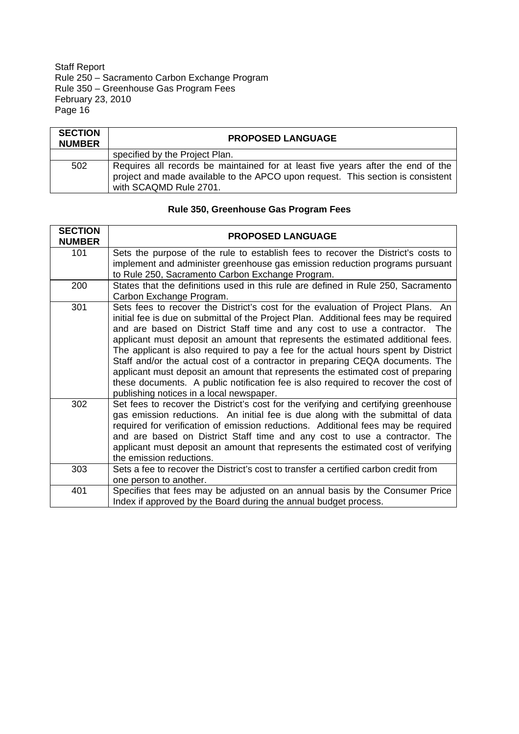| SECTION NUMBER | PROPOSED LANGUAGE |
|---|---|
| | specified by the Project Plan. |
| 502 | Requires all records be maintained for at least five years after the end of the project and made available to the APCO upon request. This section is consistent with SCAQMD Rule 2701. |

**Rule 350, Greenhouse Gas Program Fees**

| SECTION NUMBER | PROPOSED LANGUAGE |
|---|---|
| 101 | Sets the purpose of the rule to establish fees to recover the District's costs to implement and administer greenhouse gas emission reduction programs pursuant to Rule 250, Sacramento Carbon Exchange Program. |
| 200 | States that the definitions used in this rule are defined in Rule 250, Sacramento Carbon Exchange Program. |
| 301 | Sets fees to recover the District's cost for the evaluation of Project Plans. An initial fee is due on submittal of the Project Plan. Additional fees may be required and are based on District Staff time and any cost to use a contractor. The applicant must deposit an amount that represents the estimated additional fees. The applicant is also required to pay a fee for the actual hours spent by District Staff and/or the actual cost of a contractor in preparing CEQA documents. The applicant must deposit an amount that represents the estimated cost of preparing these documents. A public notification fee is also required to recover the cost of publishing notices in a local newspaper. |
| 302 | Set fees to recover the District's cost for the verifying and certifying greenhouse gas emission reductions. An initial fee is due along with the submittal of data required for verification of emission reductions. Additional fees may be required and are based on District Staff time and any cost to use a contractor. The applicant must deposit an amount that represents the estimated cost of verifying the emission reductions. |
| 303 | Sets a fee to recover the District's cost to transfer a certified carbon credit from one person to another. |
| 401 | Specifies that fees may be adjusted on an annual basis by the Consumer Price Index if approved by the Board during the annual budget process. |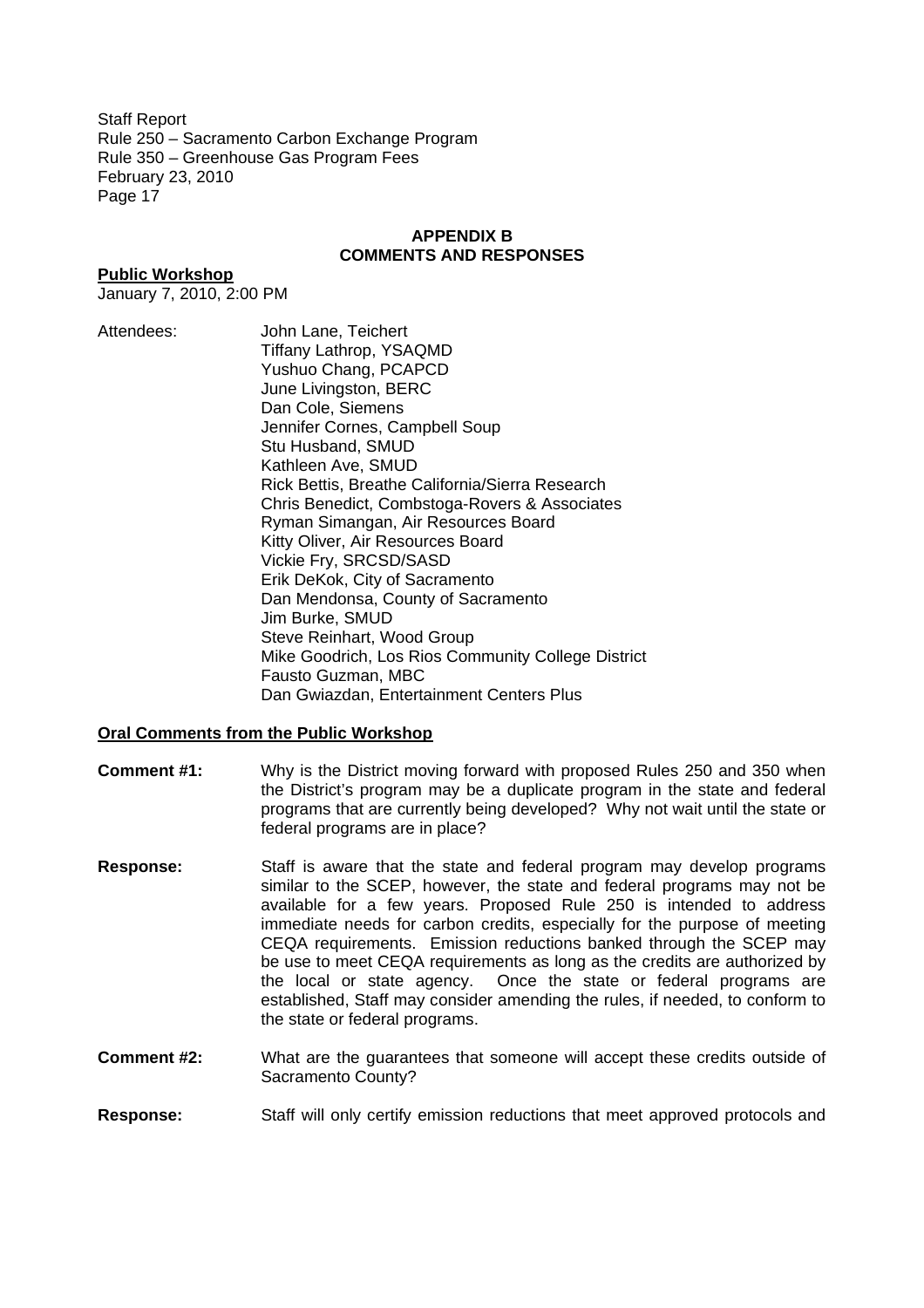## APPENDIX B
## COMMENTS AND RESPONSES

**Public Workshop**
January 7, 2010, 2:00 PM

Attendees:
- John Lane, Teichert
- Tiffany Lathrop, YSAQMD
- Yushuo Chang, PCAPCD
- June Livingston, BERC
- Dan Cole, Siemens
- Jennifer Cornes, Campbell Soup
- Stu Husband, SMUD
- Kathleen Ave, SMUD
- Rick Bettis, Breathe California/Sierra Research
- Chris Benedict, Combstoga-Rovers & Associates
- Ryman Simangan, Air Resources Board
- Kitty Oliver, Air Resources Board
- Vickie Fry, SRCSD/SASD
- Erik DeKok, City of Sacramento
- Dan Mendonsa, County of Sacramento
- Jim Burke, SMUD
- Steve Reinhart, Wood Group
- Mike Goodrich, Los Rios Community College District
- Fausto Guzman, MBC
- Dan Gwiazdan, Entertainment Centers Plus

**Oral Comments from the Public Workshop**

**Comment #1:** Why is the District moving forward with proposed Rules 250 and 350 when the District's program may be a duplicate program in the state and federal programs that are currently being developed? Why not wait until the state or federal programs are in place?

**Response:** Staff is aware that the state and federal program may develop programs similar to the SCEP, however, the state and federal programs may not be available for a few years. Proposed Rule 250 is intended to address immediate needs for carbon credits, especially for the purpose of meeting CEQA requirements. Emission reductions banked through the SCEP may be use to meet CEQA requirements as long as the credits are authorized by the local or state agency. Once the state or federal programs are established, Staff may consider amending the rules, if needed, to conform to the state or federal programs.

**Comment #2:** What are the guarantees that someone will accept these credits outside of Sacramento County?

**Response:** Staff will only certify emission reductions that meet approved protocols and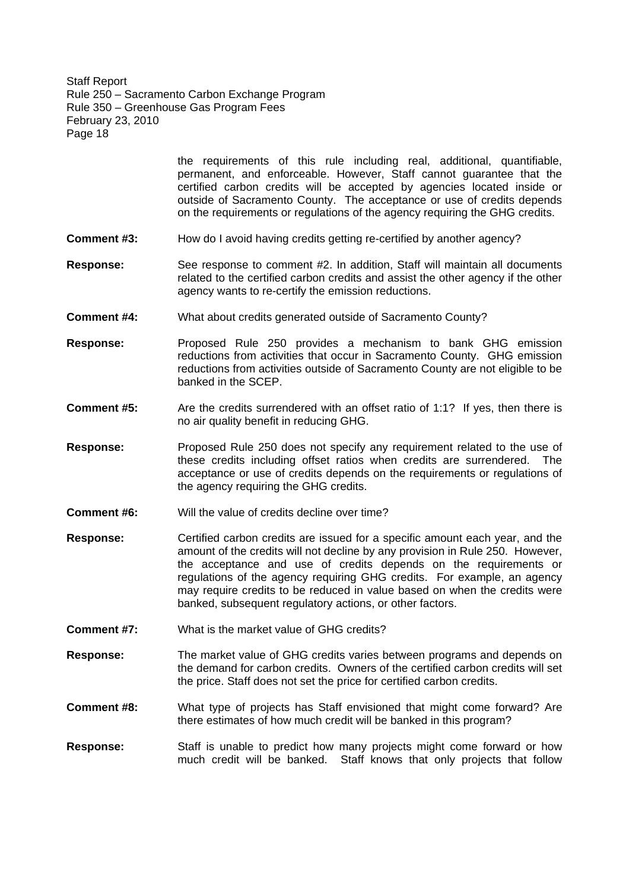the requirements of this rule including real, additional, quantifiable, permanent, and enforceable. However, Staff cannot guarantee that the certified carbon credits will be accepted by agencies located inside or outside of Sacramento County. The acceptance or use of credits depends on the requirements or regulations of the agency requiring the GHG credits.

**Comment #3:** How do I avoid having credits getting re-certified by another agency?

**Response:** See response to comment #2. In addition, Staff will maintain all documents related to the certified carbon credits and assist the other agency if the other agency wants to re-certify the emission reductions.

**Comment #4:** What about credits generated outside of Sacramento County?

**Response:** Proposed Rule 250 provides a mechanism to bank GHG emission reductions from activities that occur in Sacramento County. GHG emission reductions from activities outside of Sacramento County are not eligible to be banked in the SCEP.

**Comment #5:** Are the credits surrendered with an offset ratio of 1:1? If yes, then there is no air quality benefit in reducing GHG.

**Response:** Proposed Rule 250 does not specify any requirement related to the use of these credits including offset ratios when credits are surrendered. The acceptance or use of credits depends on the requirements or regulations of the agency requiring the GHG credits.

**Comment #6:** Will the value of credits decline over time?

**Response:** Certified carbon credits are issued for a specific amount each year, and the amount of the credits will not decline by any provision in Rule 250. However, the acceptance and use of credits depends on the requirements or regulations of the agency requiring GHG credits. For example, an agency may require credits to be reduced in value based on when the credits were banked, subsequent regulatory actions, or other factors.

**Comment #7:** What is the market value of GHG credits?

**Response:** The market value of GHG credits varies between programs and depends on the demand for carbon credits. Owners of the certified carbon credits will set the price. Staff does not set the price for certified carbon credits.

**Comment #8:** What type of projects has Staff envisioned that might come forward? Are there estimates of how much credit will be banked in this program?

**Response:** Staff is unable to predict how many projects might come forward or how much credit will be banked. Staff knows that only projects that follow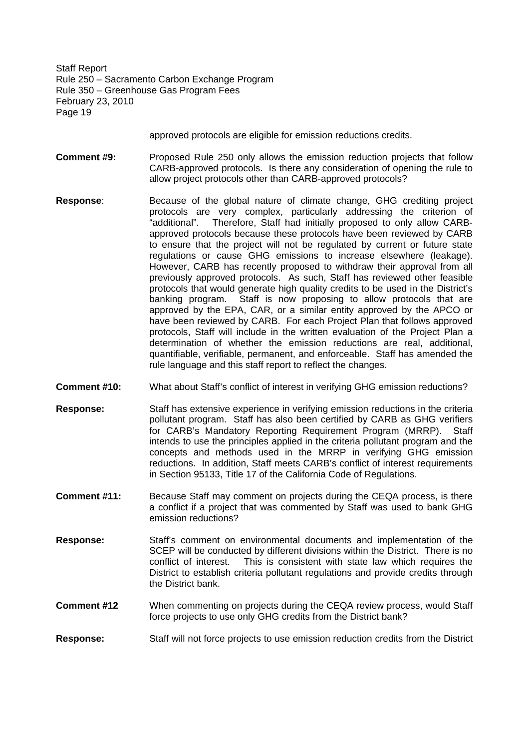approved protocols are eligible for emission reductions credits.

**Comment #9:** Proposed Rule 250 only allows the emission reduction projects that follow CARB-approved protocols. Is there any consideration of opening the rule to allow project protocols other than CARB-approved protocols?

**Response**: Because of the global nature of climate change, GHG crediting project protocols are very complex, particularly addressing the criterion of "additional". Therefore, Staff had initially proposed to only allow CARB-approved protocols because these protocols have been reviewed by CARB to ensure that the project will not be regulated by current or future state regulations or cause GHG emissions to increase elsewhere (leakage). However, CARB has recently proposed to withdraw their approval from all previously approved protocols. As such, Staff has reviewed other feasible protocols that would generate high quality credits to be used in the District's banking program. Staff is now proposing to allow protocols that are approved by the EPA, CAR, or a similar entity approved by the APCO or have been reviewed by CARB. For each Project Plan that follows approved protocols, Staff will include in the written evaluation of the Project Plan a determination of whether the emission reductions are real, additional, quantifiable, verifiable, permanent, and enforceable. Staff has amended the rule language and this staff report to reflect the changes.

**Comment #10:** What about Staff's conflict of interest in verifying GHG emission reductions?

**Response:** Staff has extensive experience in verifying emission reductions in the criteria pollutant program. Staff has also been certified by CARB as GHG verifiers for CARB's Mandatory Reporting Requirement Program (MRRP). Staff intends to use the principles applied in the criteria pollutant program and the concepts and methods used in the MRRP in verifying GHG emission reductions. In addition, Staff meets CARB's conflict of interest requirements in Section 95133, Title 17 of the California Code of Regulations.

**Comment #11:** Because Staff may comment on projects during the CEQA process, is there a conflict if a project that was commented by Staff was used to bank GHG emission reductions?

**Response:** Staff's comment on environmental documents and implementation of the SCEP will be conducted by different divisions within the District. There is no conflict of interest. This is consistent with state law which requires the District to establish criteria pollutant regulations and provide credits through the District bank.

**Comment #12** When commenting on projects during the CEQA review process, would Staff force projects to use only GHG credits from the District bank?

**Response:** Staff will not force projects to use emission reduction credits from the District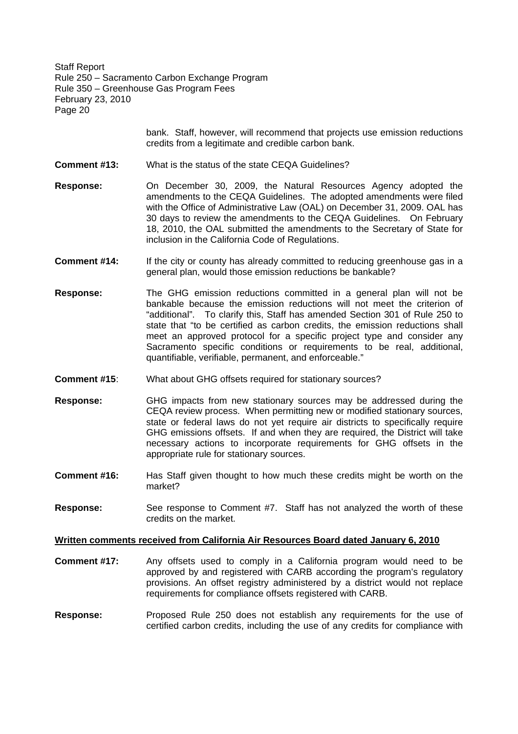bank. Staff, however, will recommend that projects use emission reductions credits from a legitimate and credible carbon bank.

**Comment #13:** What is the status of the state CEQA Guidelines?

**Response:** On December 30, 2009, the Natural Resources Agency adopted the amendments to the CEQA Guidelines. The adopted amendments were filed with the Office of Administrative Law (OAL) on December 31, 2009. OAL has 30 days to review the amendments to the CEQA Guidelines. On February 18, 2010, the OAL submitted the amendments to the Secretary of State for inclusion in the California Code of Regulations.

**Comment #14:** If the city or county has already committed to reducing greenhouse gas in a general plan, would those emission reductions be bankable?

**Response:** The GHG emission reductions committed in a general plan will not be bankable because the emission reductions will not meet the criterion of "additional". To clarify this, Staff has amended Section 301 of Rule 250 to state that "to be certified as carbon credits, the emission reductions shall meet an approved protocol for a specific project type and consider any Sacramento specific conditions or requirements to be real, additional, quantifiable, verifiable, permanent, and enforceable."

**Comment #15**: What about GHG offsets required for stationary sources?

**Response:** GHG impacts from new stationary sources may be addressed during the CEQA review process. When permitting new or modified stationary sources, state or federal laws do not yet require air districts to specifically require GHG emissions offsets. If and when they are required, the District will take necessary actions to incorporate requirements for GHG offsets in the appropriate rule for stationary sources.

**Comment #16:** Has Staff given thought to how much these credits might be worth on the market?

**Response:** See response to Comment #7. Staff has not analyzed the worth of these credits on the market.

**<u>Written comments received from California Air Resources Board dated January 6, 2010</u>**

**Comment #17:** Any offsets used to comply in a California program would need to be approved by and registered with CARB according the program's regulatory provisions. An offset registry administered by a district would not replace requirements for compliance offsets registered with CARB.

**Response:** Proposed Rule 250 does not establish any requirements for the use of certified carbon credits, including the use of any credits for compliance with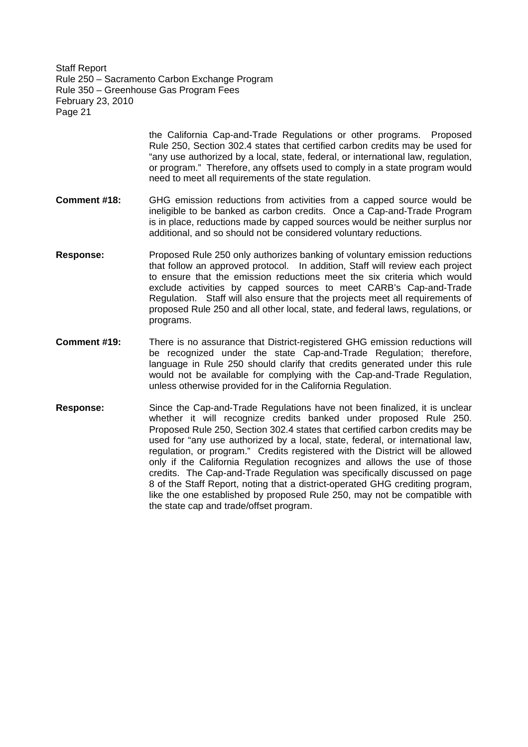the California Cap-and-Trade Regulations or other programs. Proposed Rule 250, Section 302.4 states that certified carbon credits may be used for "any use authorized by a local, state, federal, or international law, regulation, or program." Therefore, any offsets used to comply in a state program would need to meet all requirements of the state regulation.

**Comment #18:** GHG emission reductions from activities from a capped source would be ineligible to be banked as carbon credits. Once a Cap-and-Trade Program is in place, reductions made by capped sources would be neither surplus nor additional, and so should not be considered voluntary reductions.

**Response:** Proposed Rule 250 only authorizes banking of voluntary emission reductions that follow an approved protocol. In addition, Staff will review each project to ensure that the emission reductions meet the six criteria which would exclude activities by capped sources to meet CARB's Cap-and-Trade Regulation. Staff will also ensure that the projects meet all requirements of proposed Rule 250 and all other local, state, and federal laws, regulations, or programs.

**Comment #19:** There is no assurance that District-registered GHG emission reductions will be recognized under the state Cap-and-Trade Regulation; therefore, language in Rule 250 should clarify that credits generated under this rule would not be available for complying with the Cap-and-Trade Regulation, unless otherwise provided for in the California Regulation.

**Response:** Since the Cap-and-Trade Regulations have not been finalized, it is unclear whether it will recognize credits banked under proposed Rule 250. Proposed Rule 250, Section 302.4 states that certified carbon credits may be used for "any use authorized by a local, state, federal, or international law, regulation, or program." Credits registered with the District will be allowed only if the California Regulation recognizes and allows the use of those credits. The Cap-and-Trade Regulation was specifically discussed on page 8 of the Staff Report, noting that a district-operated GHG crediting program, like the one established by proposed Rule 250, may not be compatible with the state cap and trade/offset program.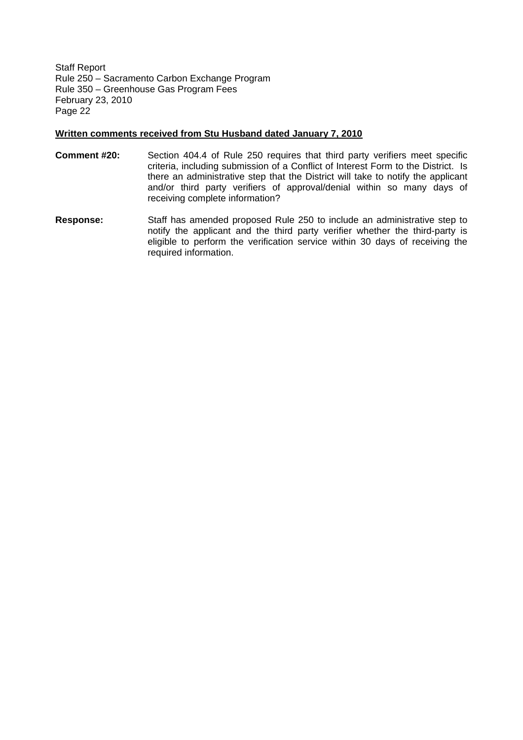**Written comments received from Stu Husband dated January 7, 2010**

**Comment #20:** Section 404.4 of Rule 250 requires that third party verifiers meet specific criteria, including submission of a Conflict of Interest Form to the District. Is there an administrative step that the District will take to notify the applicant and/or third party verifiers of approval/denial within so many days of receiving complete information?

**Response:** Staff has amended proposed Rule 250 to include an administrative step to notify the applicant and the third party verifier whether the third-party is eligible to perform the verification service within 30 days of receiving the required information.